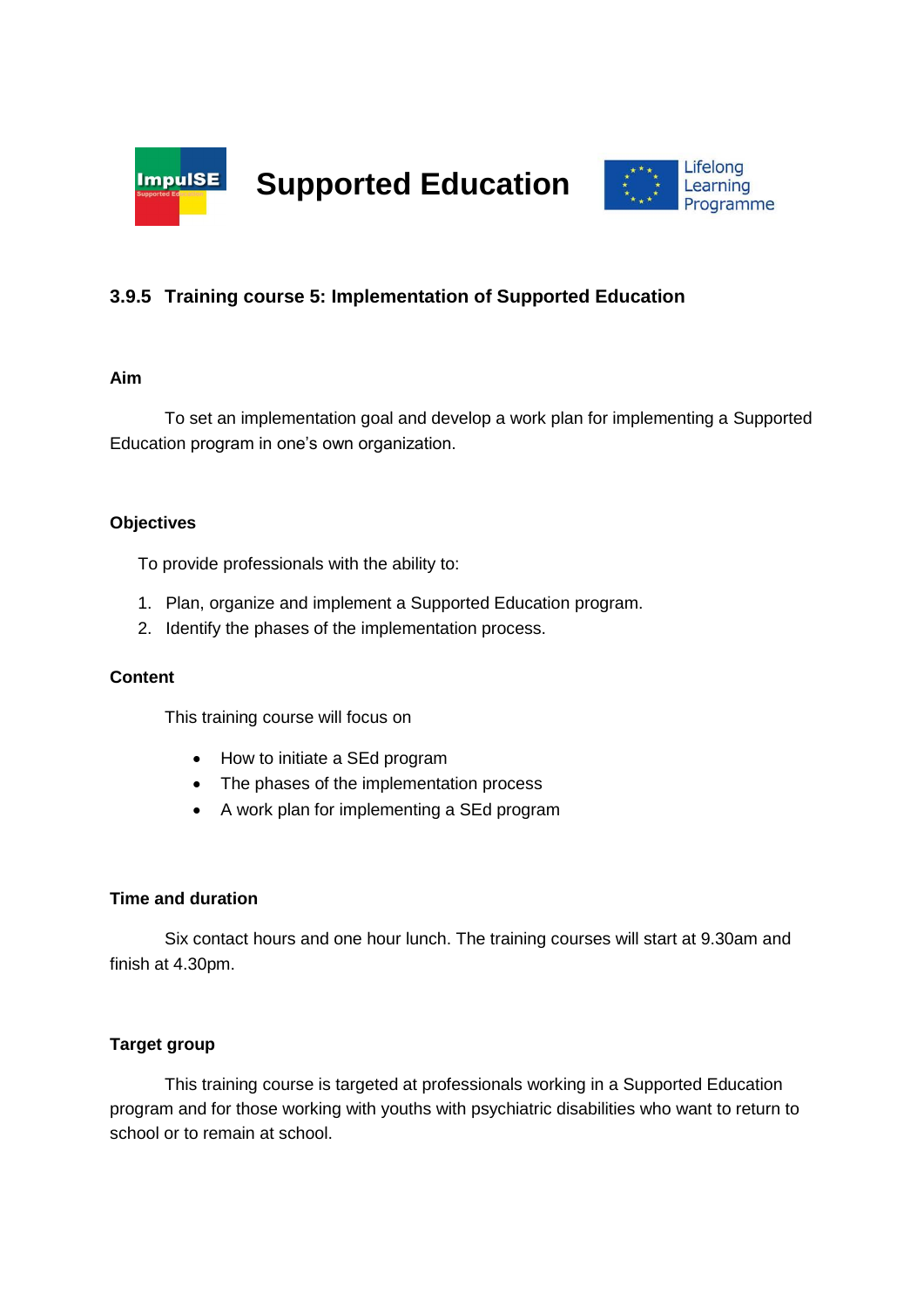# Supported Education

### 3.9.5 Training course 5: Implementation of Supported Education

**Aim**

To set an implementation goal and develop a work plan for implementing a Supported Education program in one's own organization.

**Objectives**

To provide professionals with the ability to:

1. Plan, organize and implement a Supported Education program.
2. Identify the phases of the implementation process.

**Content**

This training course will focus on

- How to initiate a SEd program
- The phases of the implementation process
- A work plan for implementing a SEd program

**Time and duration**

Six contact hours and one hour lunch. The training courses will start at 9.30am and finish at 4.30pm.

**Target group**

This training course is targeted at professionals working in a Supported Education program and for those working with youths with psychiatric disabilities who want to return to school or to remain at school.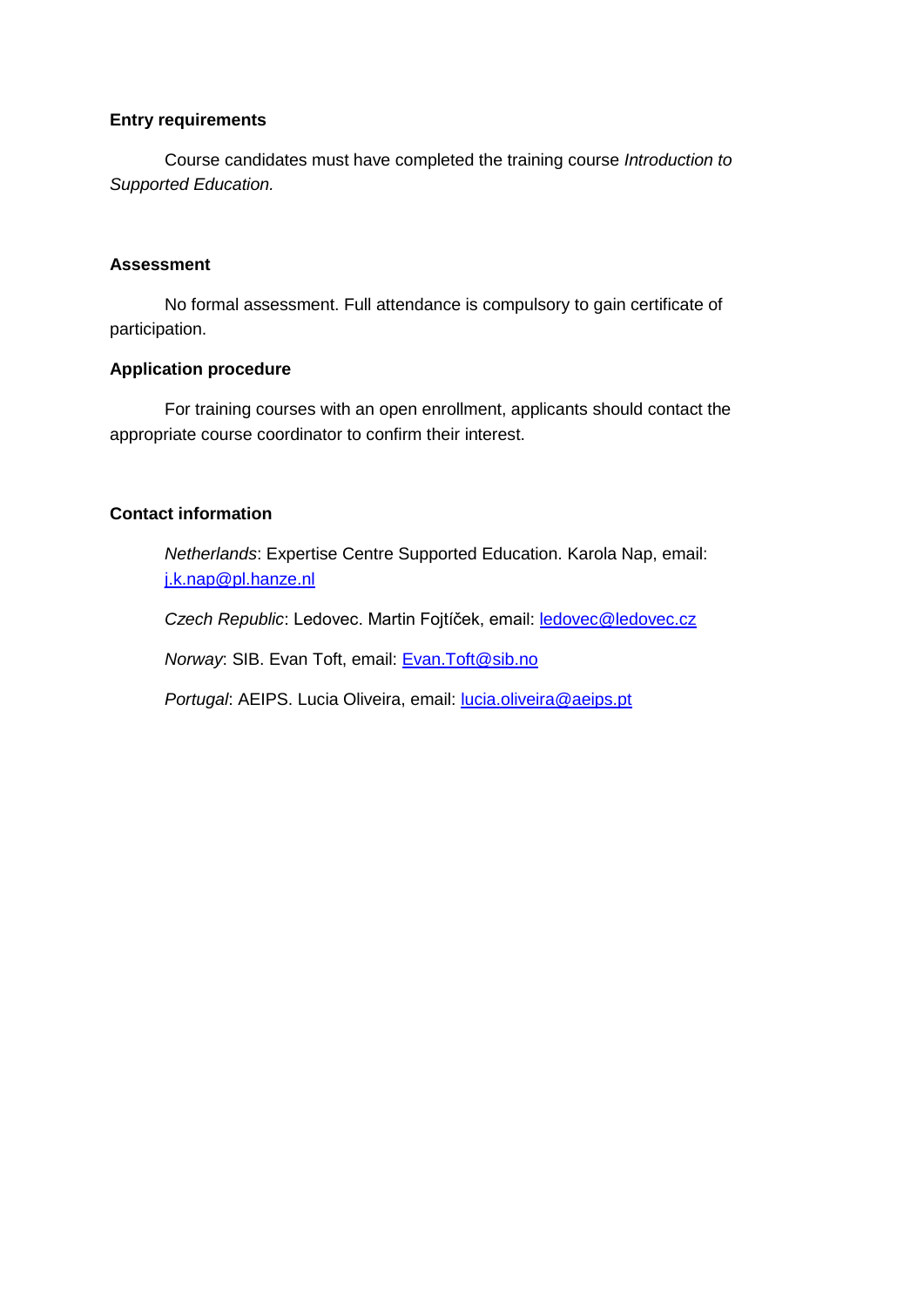**Entry requirements**

Course candidates must have completed the training course *Introduction to Supported Education.*

**Assessment**

No formal assessment. Full attendance is compulsory to gain certificate of participation.

**Application procedure**

For training courses with an open enrollment, applicants should contact the appropriate course coordinator to confirm their interest.

**Contact information**

*Netherlands*: Expertise Centre Supported Education. Karola Nap, email: j.k.nap@pl.hanze.nl

*Czech Republic*: Ledovec. Martin Fojtíček, email: ledovec@ledovec.cz

*Norway*: SIB. Evan Toft, email: Evan.Toft@sib.no

*Portugal*: AEIPS. Lucia Oliveira, email: lucia.oliveira@aeips.pt